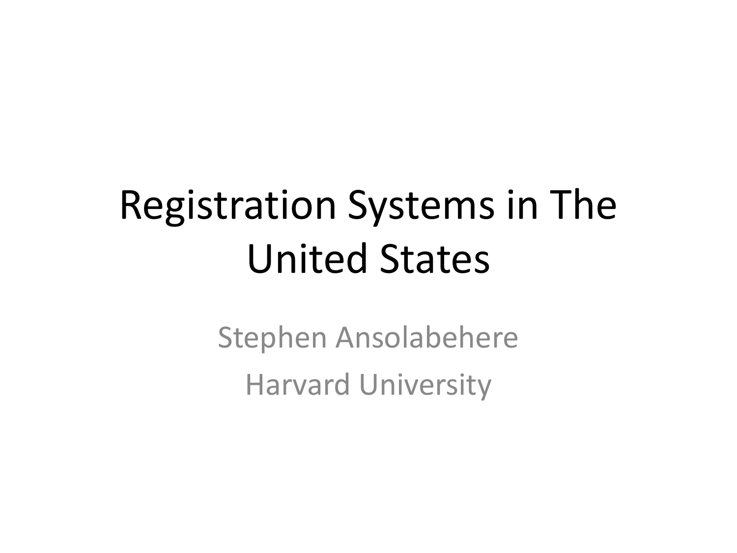# Registration Systems in The United States

Stephen Ansolabehere

Harvard University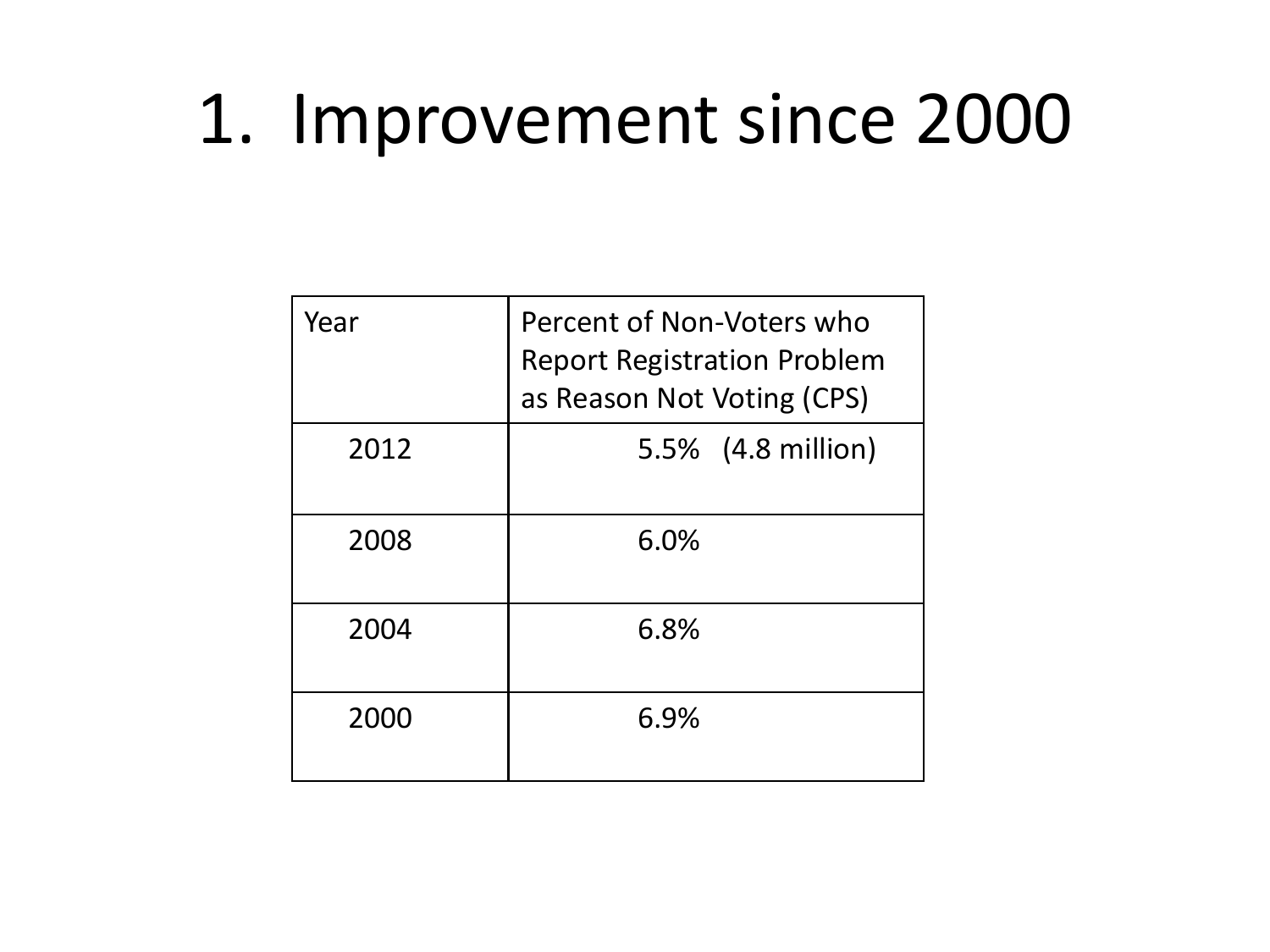# 1. Improvement since 2000

| Year | Percent of Non-Voters who Report Registration Problem as Reason Not Voting (CPS) |
| --- | --- |
| 2012 | 5.5% (4.8 million) |
| 2008 | 6.0% |
| 2004 | 6.8% |
| 2000 | 6.9% |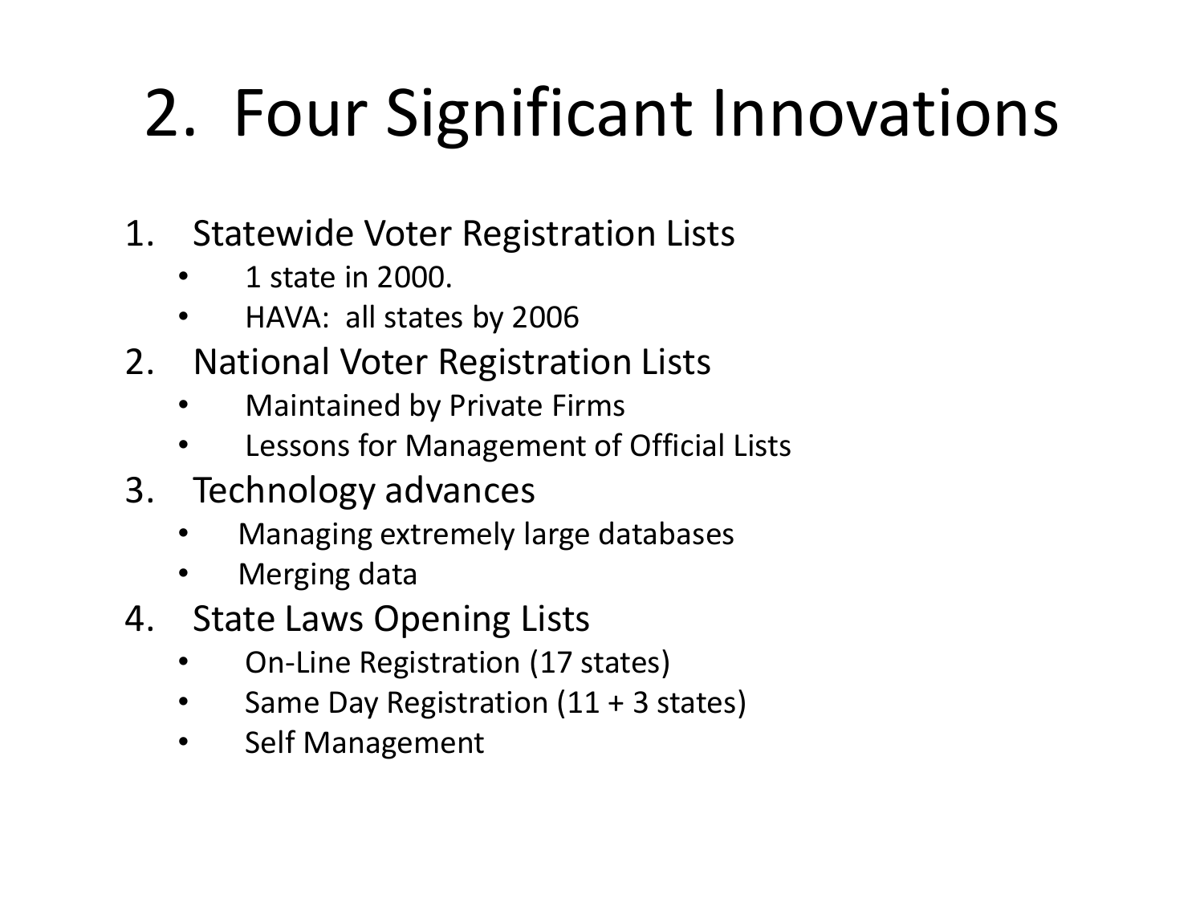# 2. Four Significant Innovations

1. Statewide Voter Registration Lists
   - 1 state in 2000.
   - HAVA: all states by 2006
2. National Voter Registration Lists
   - Maintained by Private Firms
   - Lessons for Management of Official Lists
3. Technology advances
   - Managing extremely large databases
   - Merging data
4. State Laws Opening Lists
   - On-Line Registration (17 states)
   - Same Day Registration (11 + 3 states)
   - Self Management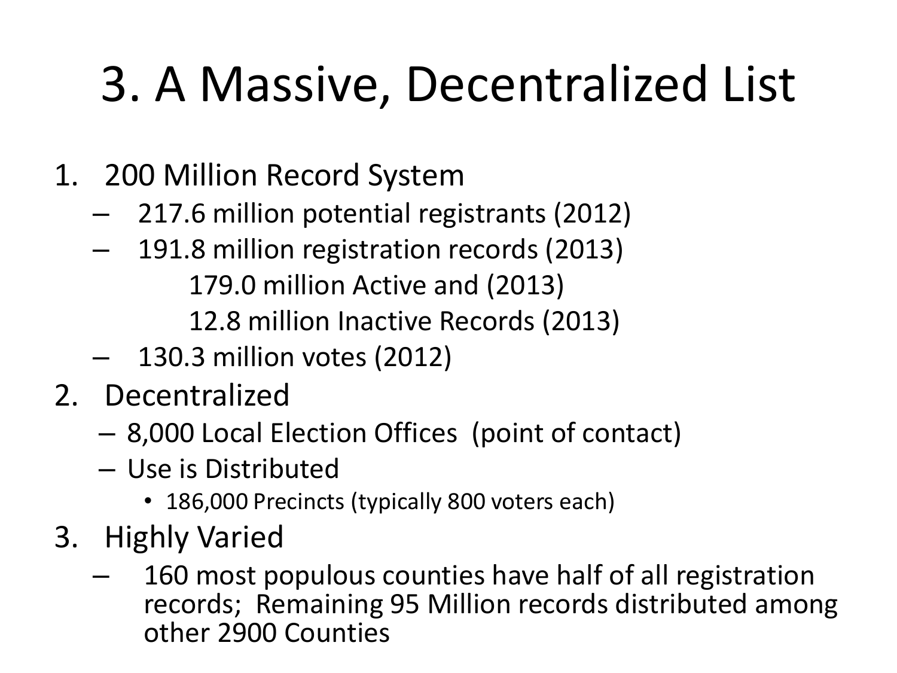# 3. A Massive, Decentralized List

1. 200 Million Record System
   - 217.6 million potential registrants (2012)
   - 191.8 million registration records (2013)
     - 179.0 million Active and (2013)
     - 12.8 million Inactive Records (2013)
   - 130.3 million votes (2012)
2. Decentralized
   - 8,000 Local Election Offices (point of contact)
   - Use is Distributed
     - 186,000 Precincts (typically 800 voters each)
3. Highly Varied
   - 160 most populous counties have half of all registration records; Remaining 95 Million records distributed among other 2900 Counties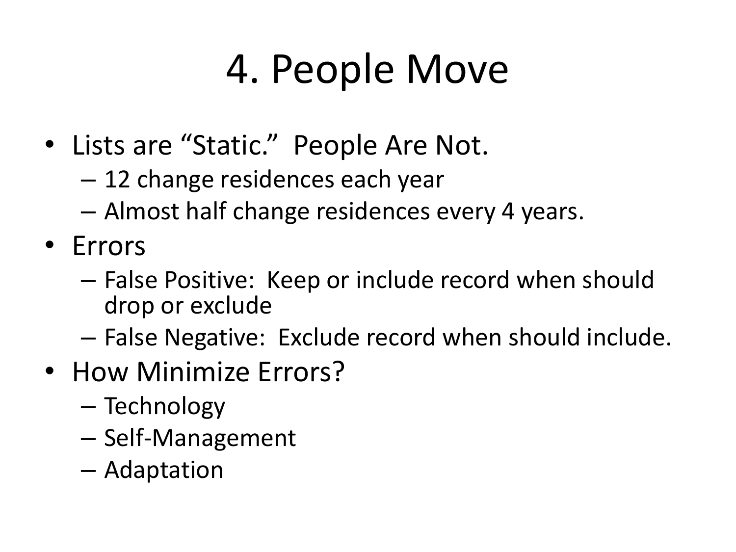# 4. People Move

- Lists are "Static." People Are Not.
  - 12 change residences each year
  - Almost half change residences every 4 years.
- Errors
  - False Positive: Keep or include record when should drop or exclude
  - False Negative: Exclude record when should include.
- How Minimize Errors?
  - Technology
  - Self-Management
  - Adaptation